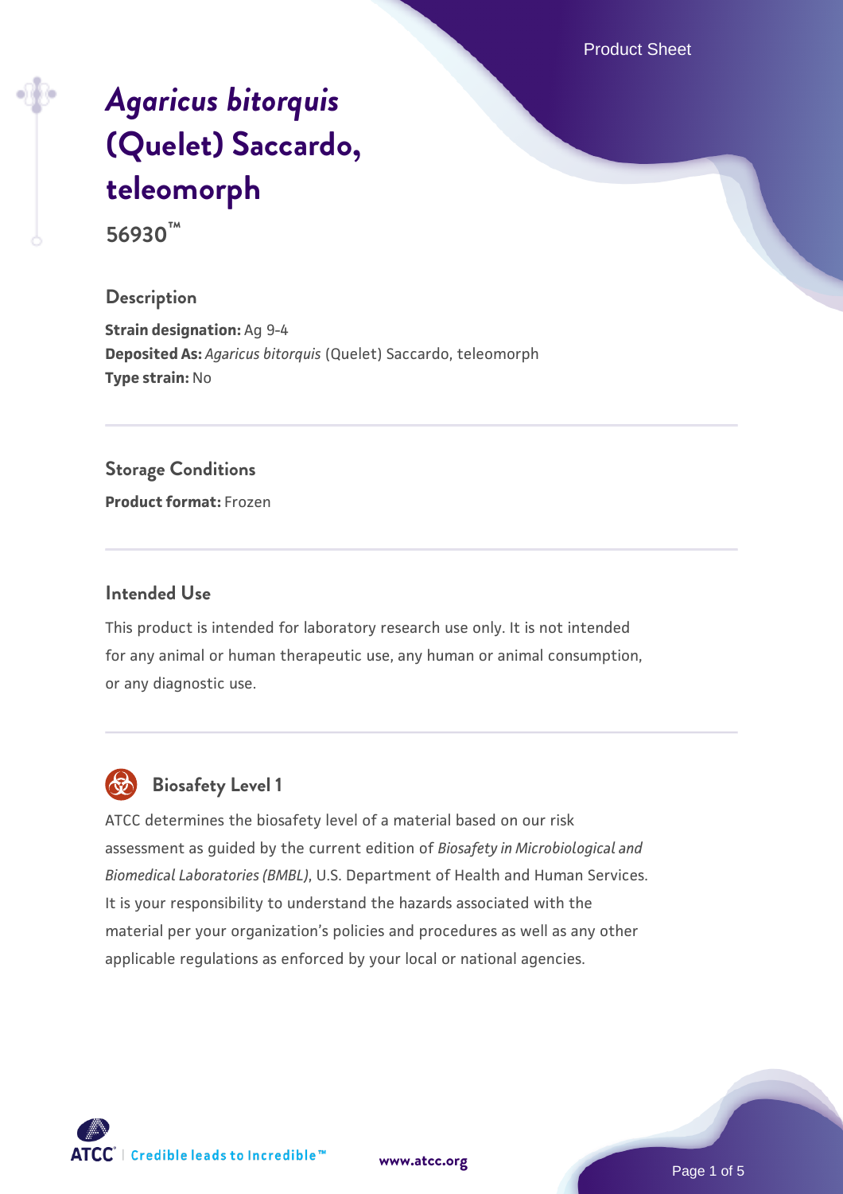# *Agaricus bitorquis* (Quelet) Saccardo, teleomorph

**56930™**

## Description

**Strain designation:** Ag 9-4
**Deposited As:** *Agaricus bitorquis* (Quelet) Saccardo, teleomorph
**Type strain:** No

## Storage Conditions

**Product format:** Frozen

## Intended Use

This product is intended for laboratory research use only. It is not intended for any animal or human therapeutic use, any human or animal consumption, or any diagnostic use.

## Biosafety Level 1

ATCC determines the biosafety level of a material based on our risk assessment as guided by the current edition of *Biosafety in Microbiological and Biomedical Laboratories (BMBL)*, U.S. Department of Health and Human Services. It is your responsibility to understand the hazards associated with the material per your organization's policies and procedures as well as any other applicable regulations as enforced by your local or national agencies.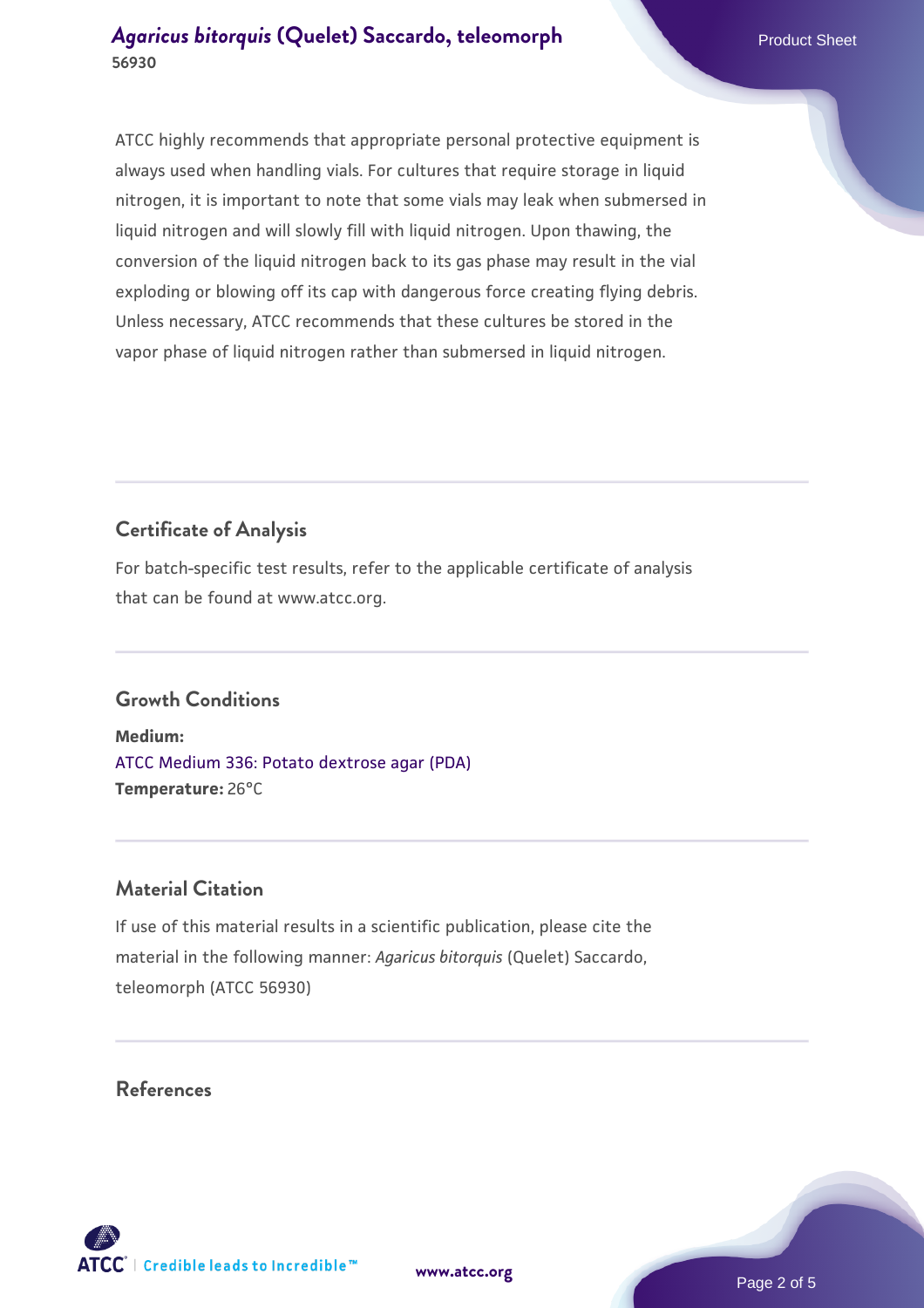ATCC highly recommends that appropriate personal protective equipment is always used when handling vials. For cultures that require storage in liquid nitrogen, it is important to note that some vials may leak when submersed in liquid nitrogen and will slowly fill with liquid nitrogen. Upon thawing, the conversion of the liquid nitrogen back to its gas phase may result in the vial exploding or blowing off its cap with dangerous force creating flying debris. Unless necessary, ATCC recommends that these cultures be stored in the vapor phase of liquid nitrogen rather than submersed in liquid nitrogen.

## Certificate of Analysis

For batch-specific test results, refer to the applicable certificate of analysis that can be found at www.atcc.org.

## Growth Conditions

**Medium:**
ATCC Medium 336: Potato dextrose agar (PDA)
**Temperature:** 26°C

## Material Citation

If use of this material results in a scientific publication, please cite the material in the following manner: *Agaricus bitorquis* (Quelet) Saccardo, teleomorph (ATCC 56930)

## References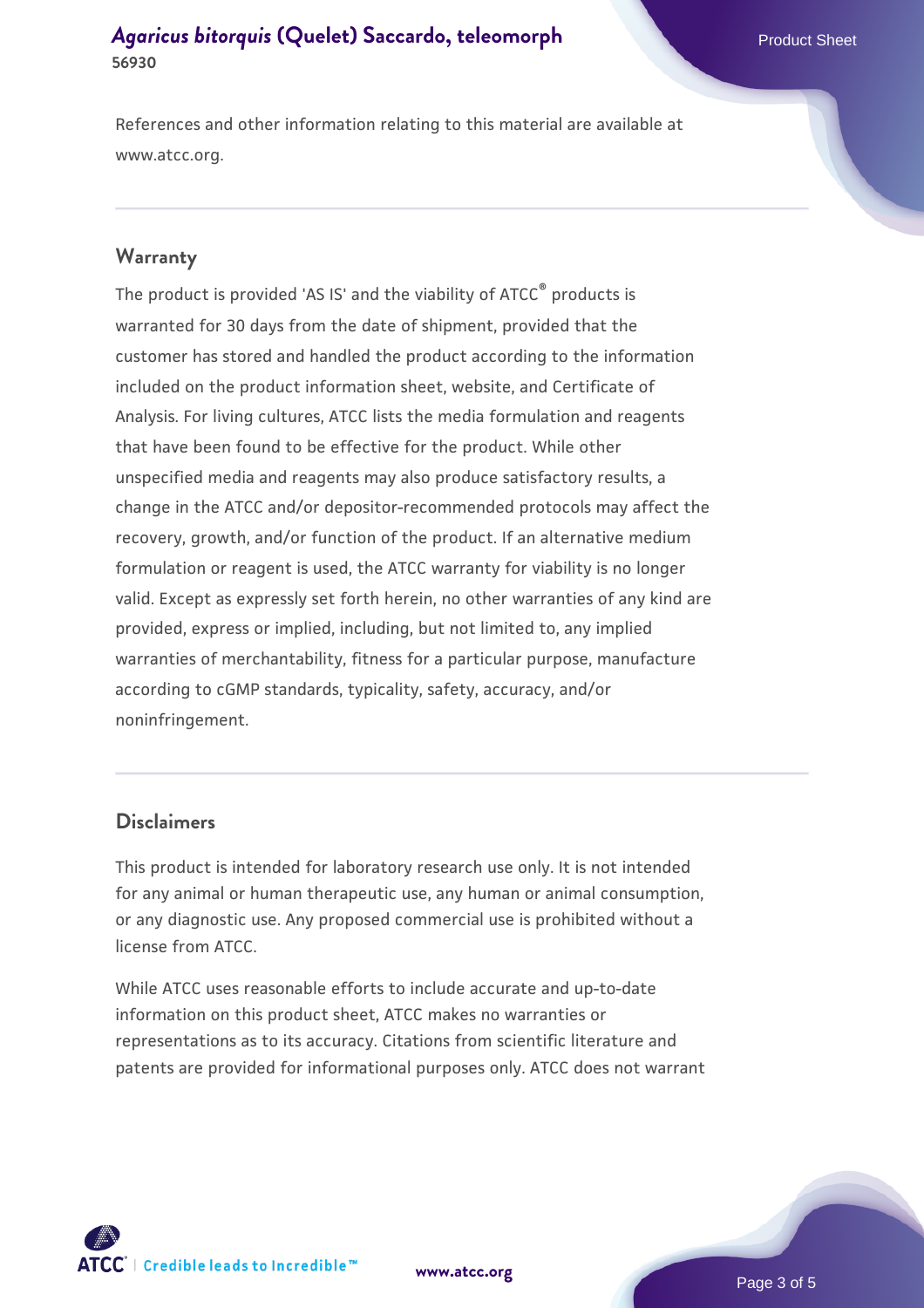References and other information relating to this material are available at www.atcc.org.

## Warranty

The product is provided 'AS IS' and the viability of ATCC® products is warranted for 30 days from the date of shipment, provided that the customer has stored and handled the product according to the information included on the product information sheet, website, and Certificate of Analysis. For living cultures, ATCC lists the media formulation and reagents that have been found to be effective for the product. While other unspecified media and reagents may also produce satisfactory results, a change in the ATCC and/or depositor-recommended protocols may affect the recovery, growth, and/or function of the product. If an alternative medium formulation or reagent is used, the ATCC warranty for viability is no longer valid. Except as expressly set forth herein, no other warranties of any kind are provided, express or implied, including, but not limited to, any implied warranties of merchantability, fitness for a particular purpose, manufacture according to cGMP standards, typicality, safety, accuracy, and/or noninfringement.

## Disclaimers

This product is intended for laboratory research use only. It is not intended for any animal or human therapeutic use, any human or animal consumption, or any diagnostic use. Any proposed commercial use is prohibited without a license from ATCC.

While ATCC uses reasonable efforts to include accurate and up-to-date information on this product sheet, ATCC makes no warranties or representations as to its accuracy. Citations from scientific literature and patents are provided for informational purposes only. ATCC does not warrant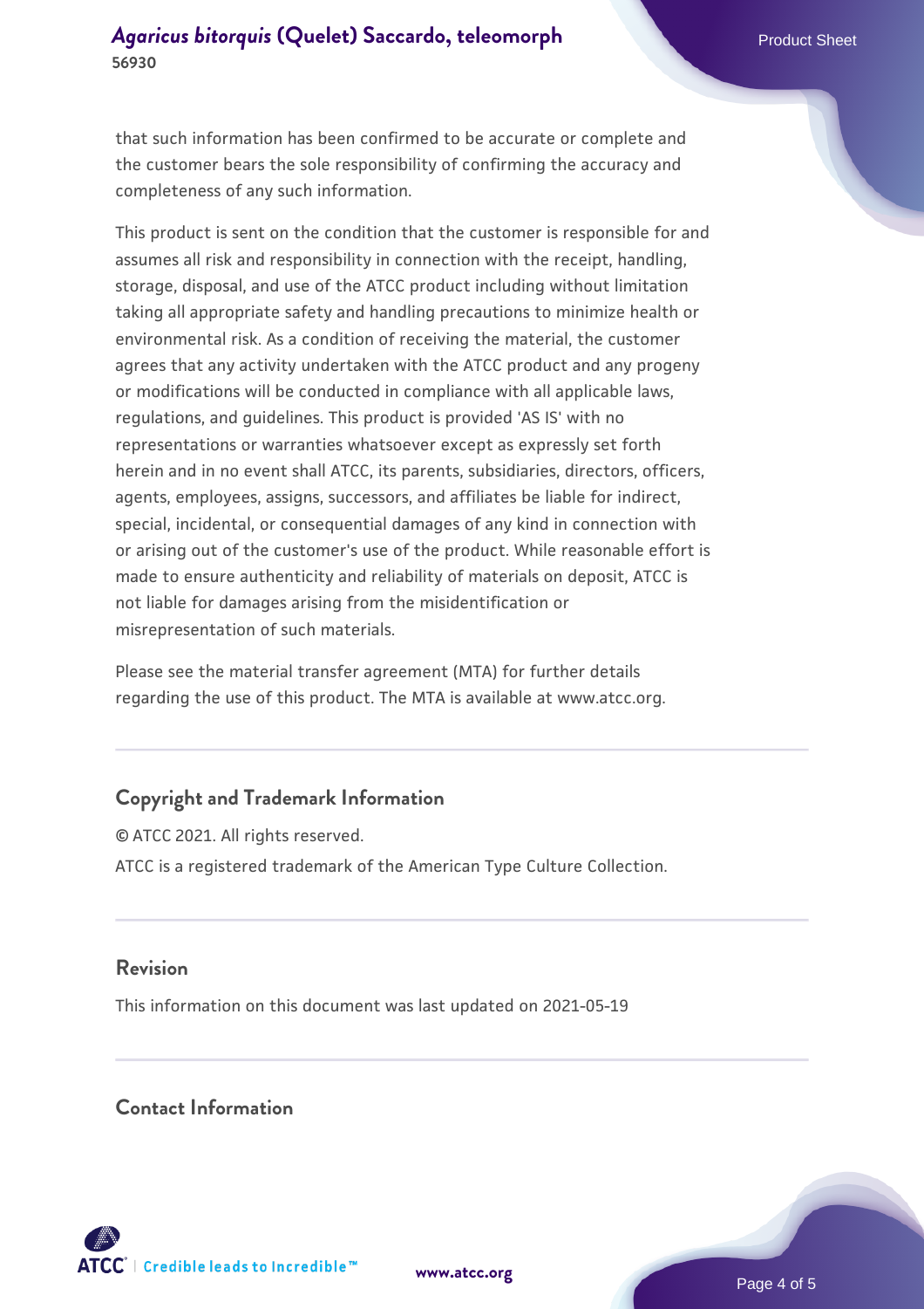that such information has been confirmed to be accurate or complete and the customer bears the sole responsibility of confirming the accuracy and completeness of any such information.

This product is sent on the condition that the customer is responsible for and assumes all risk and responsibility in connection with the receipt, handling, storage, disposal, and use of the ATCC product including without limitation taking all appropriate safety and handling precautions to minimize health or environmental risk. As a condition of receiving the material, the customer agrees that any activity undertaken with the ATCC product and any progeny or modifications will be conducted in compliance with all applicable laws, regulations, and guidelines. This product is provided 'AS IS' with no representations or warranties whatsoever except as expressly set forth herein and in no event shall ATCC, its parents, subsidiaries, directors, officers, agents, employees, assigns, successors, and affiliates be liable for indirect, special, incidental, or consequential damages of any kind in connection with or arising out of the customer's use of the product. While reasonable effort is made to ensure authenticity and reliability of materials on deposit, ATCC is not liable for damages arising from the misidentification or misrepresentation of such materials.

Please see the material transfer agreement (MTA) for further details regarding the use of this product. The MTA is available at www.atcc.org.

## Copyright and Trademark Information

© ATCC 2021. All rights reserved.

ATCC is a registered trademark of the American Type Culture Collection.

## Revision

This information on this document was last updated on 2021-05-19

## Contact Information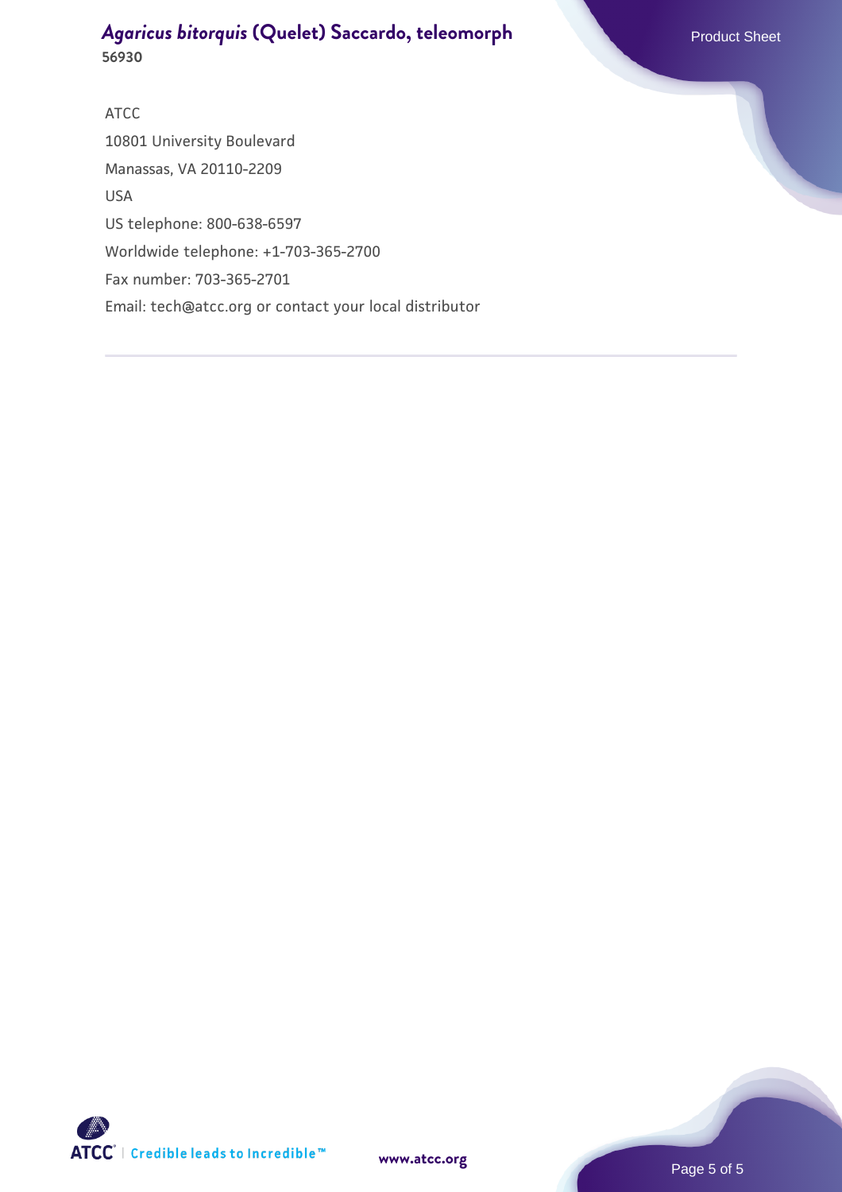ATCC

10801 University Boulevard

Manassas, VA 20110-2209

USA

US telephone: 800-638-6597

Worldwide telephone: +1-703-365-2700

Fax number: 703-365-2701

Email: tech@atcc.org or contact your local distributor